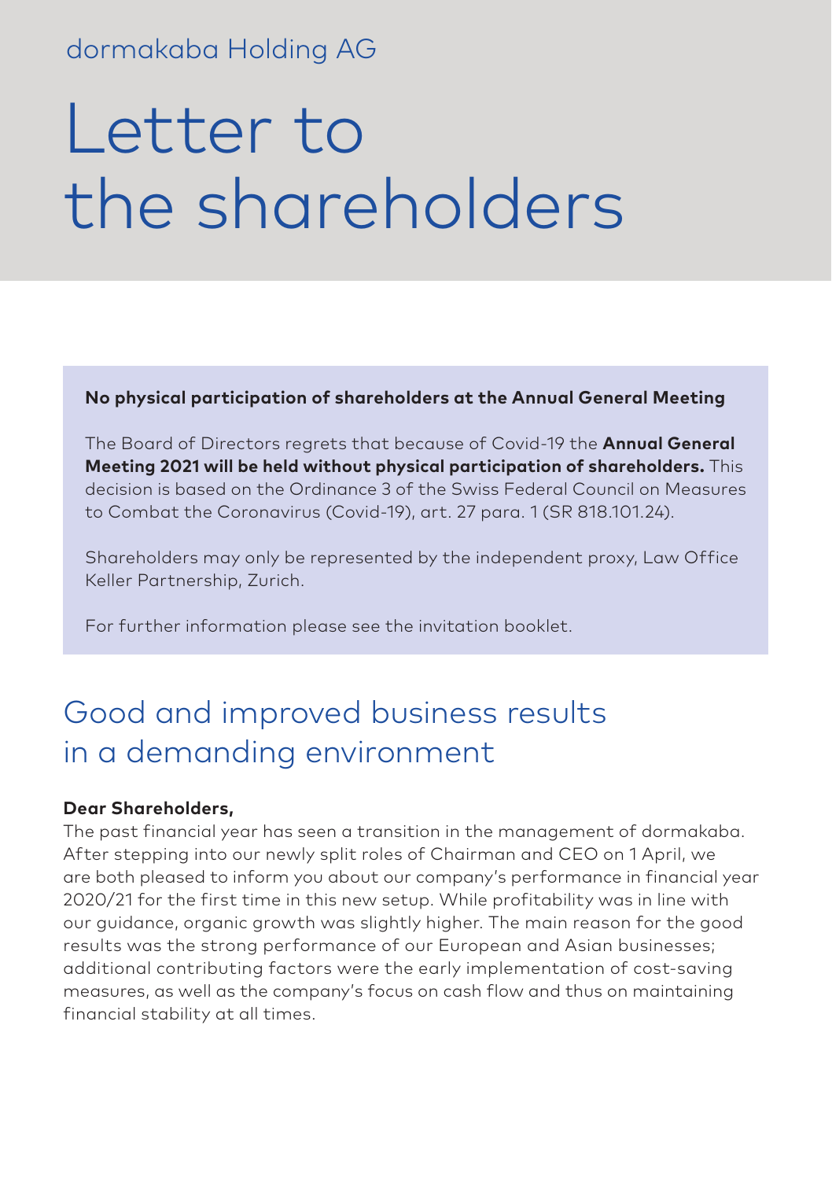dormakaba Holding AG

# Letter to the shareholders

**No physical participation of shareholders at the Annual General Meeting**

The Board of Directors regrets that because of Covid-19 the **Annual General Meeting 2021 will be held without physical participation of shareholders.** This decision is based on the Ordinance 3 of the Swiss Federal Council on Measures to Combat the Coronavirus (Covid-19), art. 27 para. 1 (SR 818.101.24).

Shareholders may only be represented by the independent proxy, Law Office Keller Partnership, Zurich.

For further information please see the invitation booklet.

## Good and improved business results in a demanding environment

**Dear Shareholders,**

The past financial year has seen a transition in the management of dormakaba. After stepping into our newly split roles of Chairman and CEO on 1 April, we are both pleased to inform you about our company's performance in financial year 2020/21 for the first time in this new setup. While profitability was in line with our guidance, organic growth was slightly higher. The main reason for the good results was the strong performance of our European and Asian businesses; additional contributing factors were the early implementation of cost-saving measures, as well as the company's focus on cash flow and thus on maintaining financial stability at all times.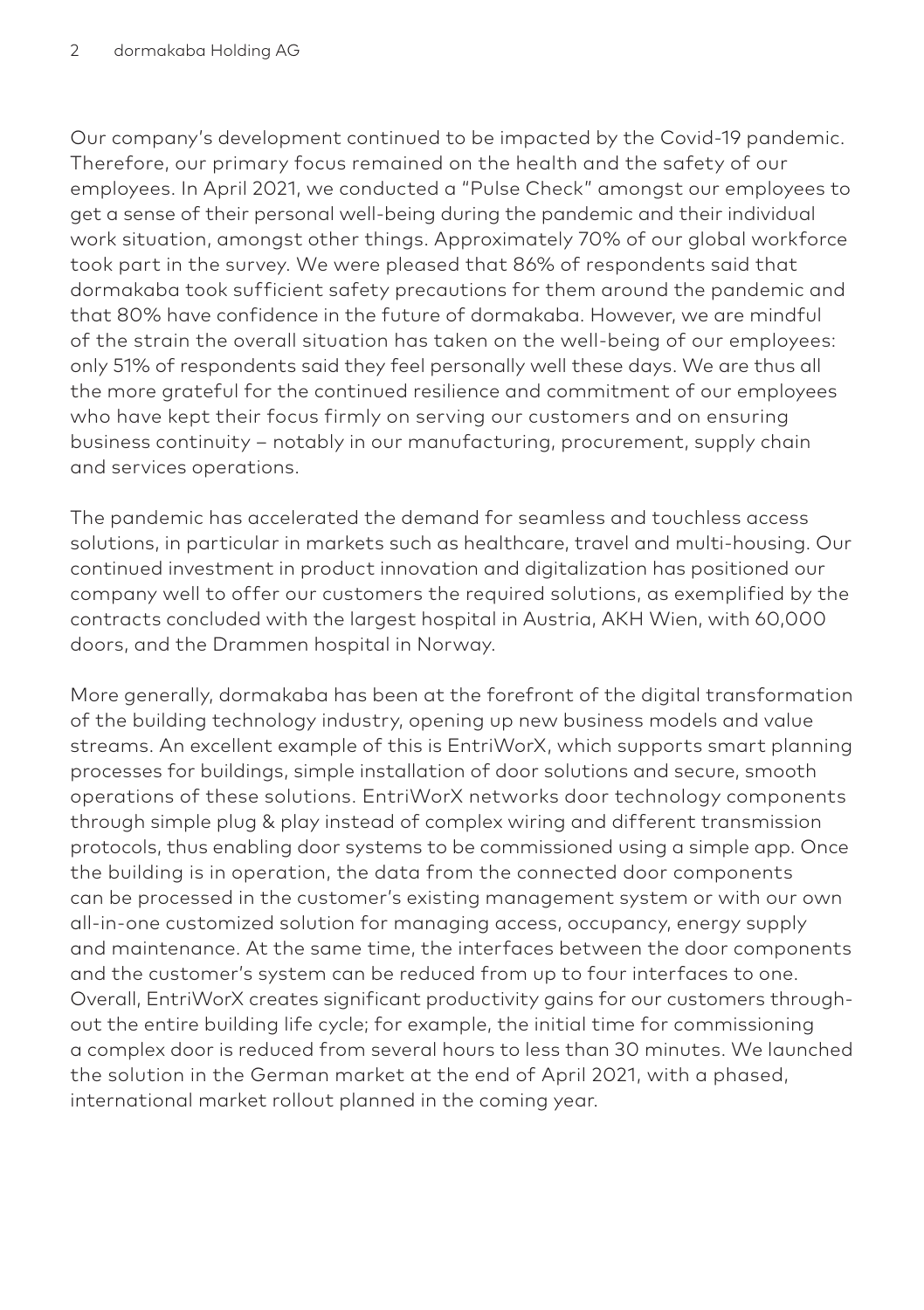Our company's development continued to be impacted by the Covid-19 pandemic. Therefore, our primary focus remained on the health and the safety of our employees. In April 2021, we conducted a "Pulse Check" amongst our employees to get a sense of their personal well-being during the pandemic and their individual work situation, amongst other things. Approximately 70% of our global workforce took part in the survey. We were pleased that 86% of respondents said that dormakaba took sufficient safety precautions for them around the pandemic and that 80% have confidence in the future of dormakaba. However, we are mindful of the strain the overall situation has taken on the well-being of our employees: only 51% of respondents said they feel personally well these days. We are thus all the more grateful for the continued resilience and commitment of our employees who have kept their focus firmly on serving our customers and on ensuring business continuity – notably in our manufacturing, procurement, supply chain and services operations.

The pandemic has accelerated the demand for seamless and touchless access solutions, in particular in markets such as healthcare, travel and multi-housing. Our continued investment in product innovation and digitalization has positioned our company well to offer our customers the required solutions, as exemplified by the contracts concluded with the largest hospital in Austria, AKH Wien, with 60,000 doors, and the Drammen hospital in Norway.

More generally, dormakaba has been at the forefront of the digital transformation of the building technology industry, opening up new business models and value streams. An excellent example of this is EntriWorX, which supports smart planning processes for buildings, simple installation of door solutions and secure, smooth operations of these solutions. EntriWorX networks door technology components through simple plug & play instead of complex wiring and different transmission protocols, thus enabling door systems to be commissioned using a simple app. Once the building is in operation, the data from the connected door components can be processed in the customer's existing management system or with our own all-in-one customized solution for managing access, occupancy, energy supply and maintenance. At the same time, the interfaces between the door components and the customer's system can be reduced from up to four interfaces to one. Overall, EntriWorX creates significant productivity gains for our customers throughout the entire building life cycle; for example, the initial time for commissioning a complex door is reduced from several hours to less than 30 minutes. We launched the solution in the German market at the end of April 2021, with a phased, international market rollout planned in the coming year.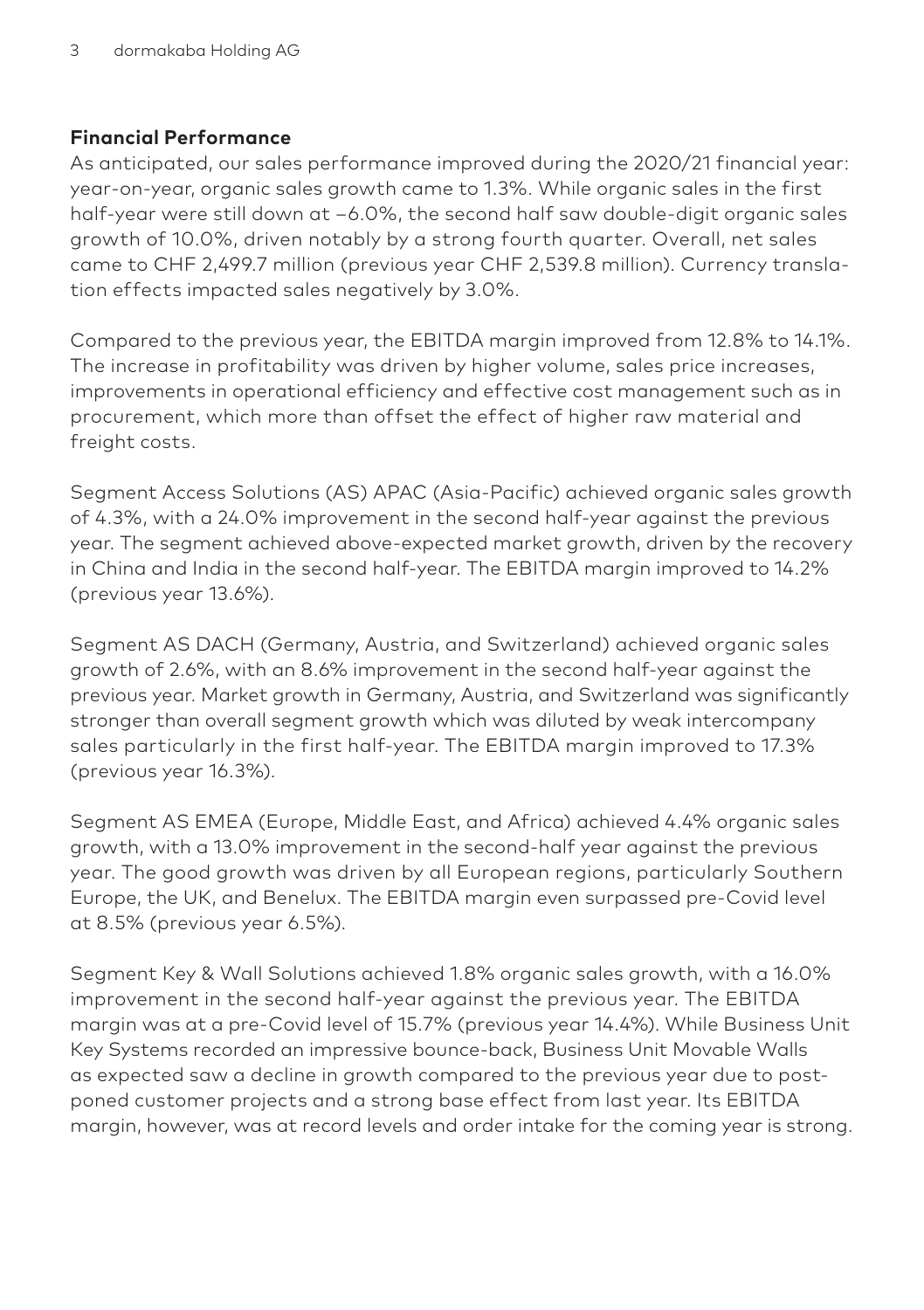**Financial Performance**

As anticipated, our sales performance improved during the 2020/21 financial year: year-on-year, organic sales growth came to 1.3%. While organic sales in the first half-year were still down at –6.0%, the second half saw double-digit organic sales growth of 10.0%, driven notably by a strong fourth quarter. Overall, net sales came to CHF 2,499.7 million (previous year CHF 2,539.8 million). Currency translation effects impacted sales negatively by 3.0%.

Compared to the previous year, the EBITDA margin improved from 12.8% to 14.1%. The increase in profitability was driven by higher volume, sales price increases, improvements in operational efficiency and effective cost management such as in procurement, which more than offset the effect of higher raw material and freight costs.

Segment Access Solutions (AS) APAC (Asia-Pacific) achieved organic sales growth of 4.3%, with a 24.0% improvement in the second half-year against the previous year. The segment achieved above-expected market growth, driven by the recovery in China and India in the second half-year. The EBITDA margin improved to 14.2% (previous year 13.6%).

Segment AS DACH (Germany, Austria, and Switzerland) achieved organic sales growth of 2.6%, with an 8.6% improvement in the second half-year against the previous year. Market growth in Germany, Austria, and Switzerland was significantly stronger than overall segment growth which was diluted by weak intercompany sales particularly in the first half-year. The EBITDA margin improved to 17.3% (previous year 16.3%).

Segment AS EMEA (Europe, Middle East, and Africa) achieved 4.4% organic sales growth, with a 13.0% improvement in the second-half year against the previous year. The good growth was driven by all European regions, particularly Southern Europe, the UK, and Benelux. The EBITDA margin even surpassed pre-Covid level at 8.5% (previous year 6.5%).

Segment Key & Wall Solutions achieved 1.8% organic sales growth, with a 16.0% improvement in the second half-year against the previous year. The EBITDA margin was at a pre-Covid level of 15.7% (previous year 14.4%). While Business Unit Key Systems recorded an impressive bounce-back, Business Unit Movable Walls as expected saw a decline in growth compared to the previous year due to postponed customer projects and a strong base effect from last year. Its EBITDA margin, however, was at record levels and order intake for the coming year is strong.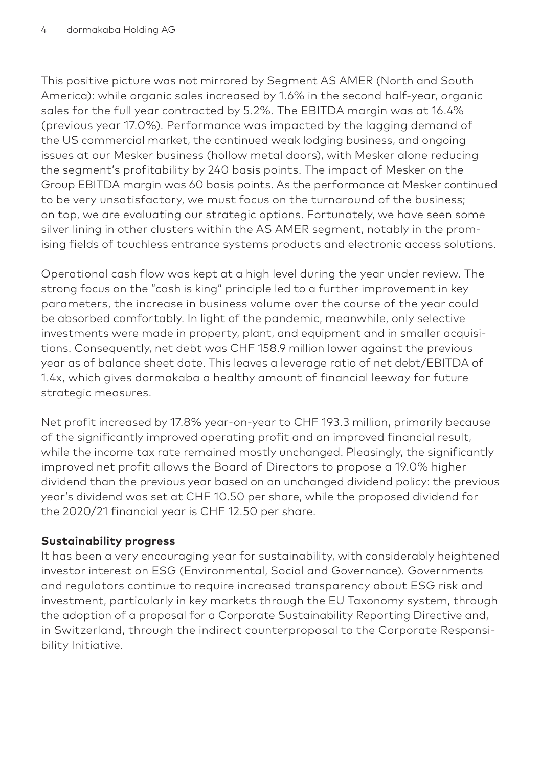This positive picture was not mirrored by Segment AS AMER (North and South America): while organic sales increased by 1.6% in the second half-year, organic sales for the full year contracted by 5.2%. The EBITDA margin was at 16.4% (previous year 17.0%). Performance was impacted by the lagging demand of the US commercial market, the continued weak lodging business, and ongoing issues at our Mesker business (hollow metal doors), with Mesker alone reducing the segment's profitability by 240 basis points. The impact of Mesker on the Group EBITDA margin was 60 basis points. As the performance at Mesker continued to be very unsatisfactory, we must focus on the turnaround of the business; on top, we are evaluating our strategic options. Fortunately, we have seen some silver lining in other clusters within the AS AMER segment, notably in the promising fields of touchless entrance systems products and electronic access solutions.

Operational cash flow was kept at a high level during the year under review. The strong focus on the "cash is king" principle led to a further improvement in key parameters, the increase in business volume over the course of the year could be absorbed comfortably. In light of the pandemic, meanwhile, only selective investments were made in property, plant, and equipment and in smaller acquisitions. Consequently, net debt was CHF 158.9 million lower against the previous year as of balance sheet date. This leaves a leverage ratio of net debt/EBITDA of 1.4x, which gives dormakaba a healthy amount of financial leeway for future strategic measures.

Net profit increased by 17.8% year-on-year to CHF 193.3 million, primarily because of the significantly improved operating profit and an improved financial result, while the income tax rate remained mostly unchanged. Pleasingly, the significantly improved net profit allows the Board of Directors to propose a 19.0% higher dividend than the previous year based on an unchanged dividend policy: the previous year's dividend was set at CHF 10.50 per share, while the proposed dividend for the 2020/21 financial year is CHF 12.50 per share.

**Sustainability progress**

It has been a very encouraging year for sustainability, with considerably heightened investor interest on ESG (Environmental, Social and Governance). Governments and regulators continue to require increased transparency about ESG risk and investment, particularly in key markets through the EU Taxonomy system, through the adoption of a proposal for a Corporate Sustainability Reporting Directive and, in Switzerland, through the indirect counterproposal to the Corporate Responsibility Initiative.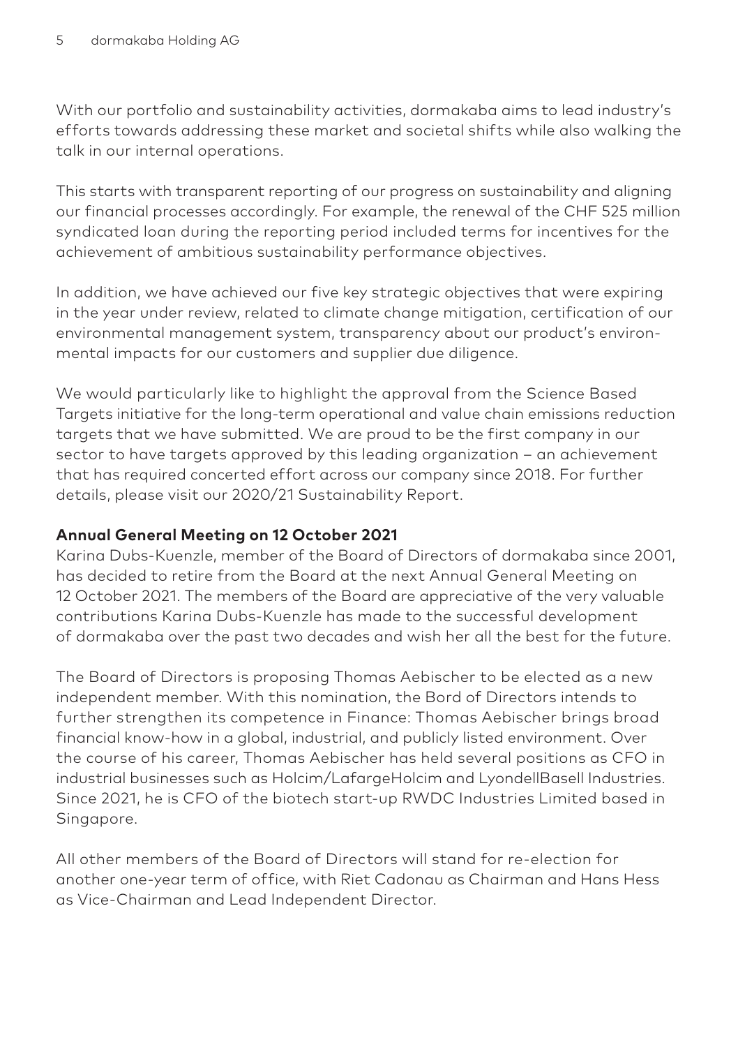With our portfolio and sustainability activities, dormakaba aims to lead industry's efforts towards addressing these market and societal shifts while also walking the talk in our internal operations.

This starts with transparent reporting of our progress on sustainability and aligning our financial processes accordingly. For example, the renewal of the CHF 525 million syndicated loan during the reporting period included terms for incentives for the achievement of ambitious sustainability performance objectives.

In addition, we have achieved our five key strategic objectives that were expiring in the year under review, related to climate change mitigation, certification of our environmental management system, transparency about our product's environmental impacts for our customers and supplier due diligence.

We would particularly like to highlight the approval from the Science Based Targets initiative for the long-term operational and value chain emissions reduction targets that we have submitted. We are proud to be the first company in our sector to have targets approved by this leading organization – an achievement that has required concerted effort across our company since 2018. For further details, please visit our 2020/21 Sustainability Report.

**Annual General Meeting on 12 October 2021**

Karina Dubs-Kuenzle, member of the Board of Directors of dormakaba since 2001, has decided to retire from the Board at the next Annual General Meeting on 12 October 2021. The members of the Board are appreciative of the very valuable contributions Karina Dubs-Kuenzle has made to the successful development of dormakaba over the past two decades and wish her all the best for the future.

The Board of Directors is proposing Thomas Aebischer to be elected as a new independent member. With this nomination, the Bord of Directors intends to further strengthen its competence in Finance: Thomas Aebischer brings broad financial know-how in a global, industrial, and publicly listed environment. Over the course of his career, Thomas Aebischer has held several positions as CFO in industrial businesses such as Holcim/LafargeHolcim and LyondellBasell Industries. Since 2021, he is CFO of the biotech start-up RWDC Industries Limited based in Singapore.

All other members of the Board of Directors will stand for re-election for another one-year term of office, with Riet Cadonau as Chairman and Hans Hess as Vice-Chairman and Lead Independent Director.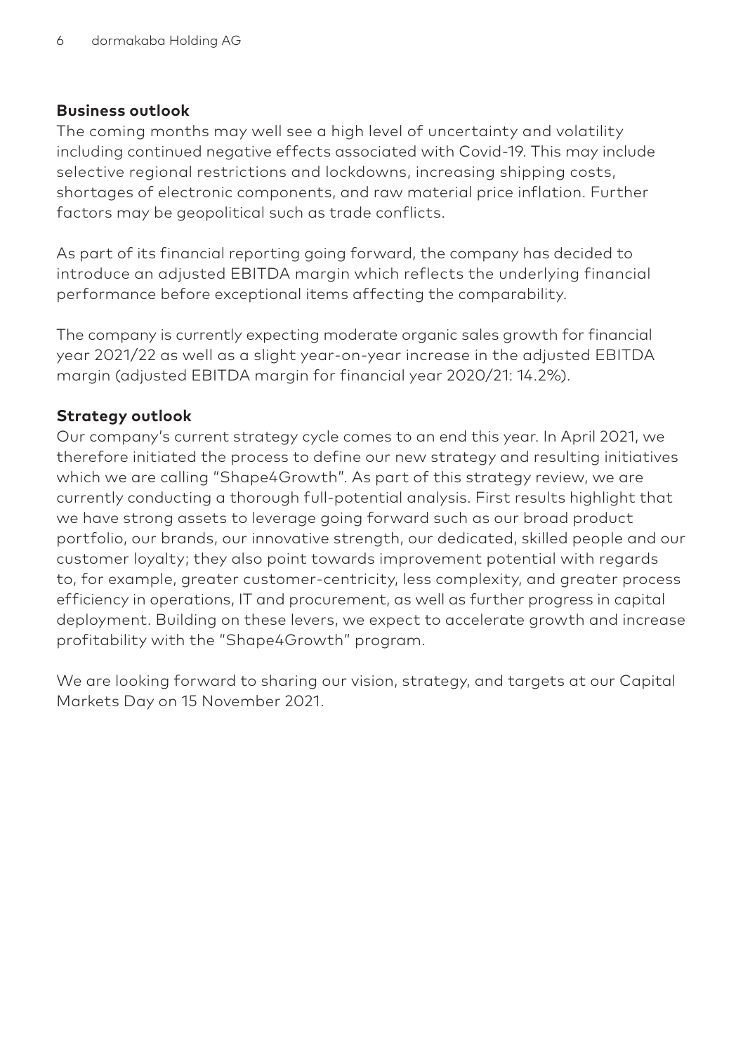## Business outlook

The coming months may well see a high level of uncertainty and volatility including continued negative effects associated with Covid-19. This may include selective regional restrictions and lockdowns, increasing shipping costs, shortages of electronic components, and raw material price inflation. Further factors may be geopolitical such as trade conflicts.

As part of its financial reporting going forward, the company has decided to introduce an adjusted EBITDA margin which reflects the underlying financial performance before exceptional items affecting the comparability.

The company is currently expecting moderate organic sales growth for financial year 2021/22 as well as a slight year-on-year increase in the adjusted EBITDA margin (adjusted EBITDA margin for financial year 2020/21: 14.2%).

## Strategy outlook

Our company's current strategy cycle comes to an end this year. In April 2021, we therefore initiated the process to define our new strategy and resulting initiatives which we are calling "Shape4Growth". As part of this strategy review, we are currently conducting a thorough full-potential analysis. First results highlight that we have strong assets to leverage going forward such as our broad product portfolio, our brands, our innovative strength, our dedicated, skilled people and our customer loyalty; they also point towards improvement potential with regards to, for example, greater customer-centricity, less complexity, and greater process efficiency in operations, IT and procurement, as well as further progress in capital deployment. Building on these levers, we expect to accelerate growth and increase profitability with the "Shape4Growth" program.

We are looking forward to sharing our vision, strategy, and targets at our Capital Markets Day on 15 November 2021.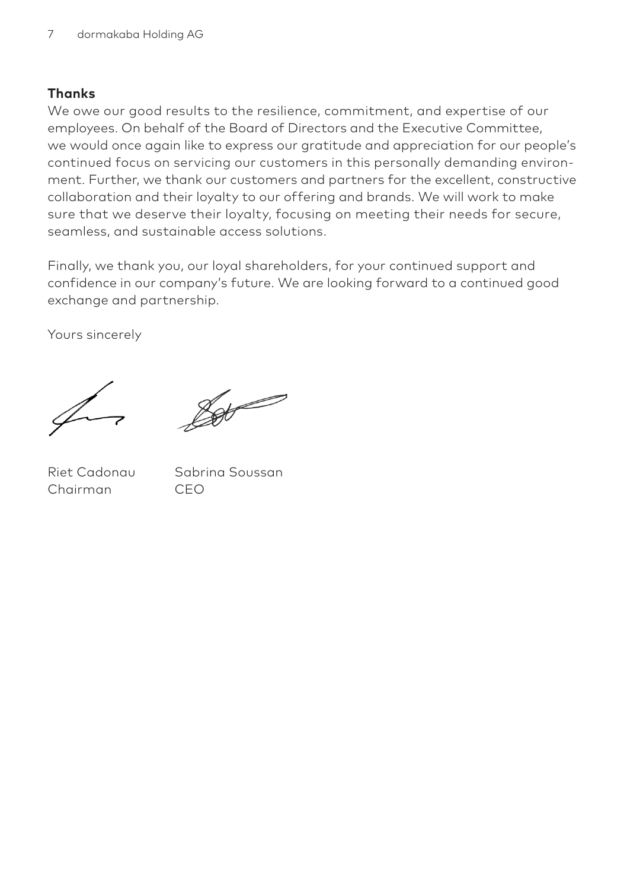### Thanks

We owe our good results to the resilience, commitment, and expertise of our employees. On behalf of the Board of Directors and the Executive Committee, we would once again like to express our gratitude and appreciation for our people's continued focus on servicing our customers in this personally demanding environment. Further, we thank our customers and partners for the excellent, constructive collaboration and their loyalty to our offering and brands. We will work to make sure that we deserve their loyalty, focusing on meeting their needs for secure, seamless, and sustainable access solutions.

Finally, we thank you, our loyal shareholders, for your continued support and confidence in our company's future. We are looking forward to a continued good exchange and partnership.

Yours sincerely

| Riet Cadonau | Sabrina Soussan |
|---|---|
| Chairman | CEO |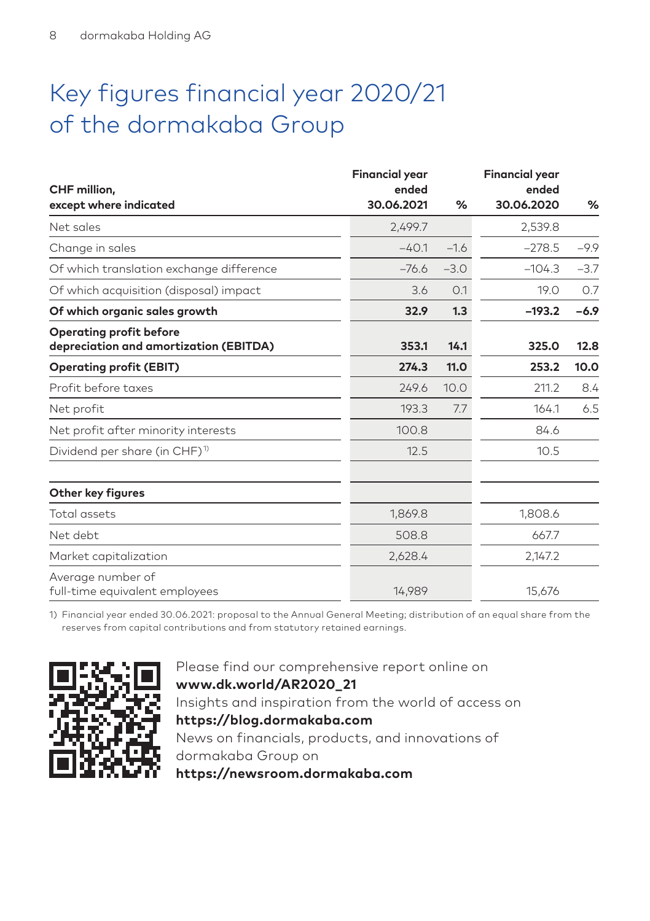# Key figures financial year 2020/21 of the dormakaba Group

| CHF million, except where indicated | Financial year ended 30.06.2021 | % | Financial year ended 30.06.2020 | % |
|---|---|---|---|---|
| Net sales | 2,499.7 | | 2,539.8 | |
| Change in sales | –40.1 | –1.6 | –278.5 | –9.9 |
| Of which translation exchange difference | –76.6 | –3.0 | –104.3 | –3.7 |
| Of which acquisition (disposal) impact | 3.6 | 0.1 | 19.0 | 0.7 |
| **Of which organic sales growth** | **32.9** | **1.3** | **–193.2** | **–6.9** |
| **Operating profit before depreciation and amortization (EBITDA)** | **353.1** | **14.1** | **325.0** | **12.8** |
| **Operating profit (EBIT)** | **274.3** | **11.0** | **253.2** | **10.0** |
| Profit before taxes | 249.6 | 10.0 | 211.2 | 8.4 |
| Net profit | 193.3 | 7.7 | 164.1 | 6.5 |
| Net profit after minority interests | 100.8 | | 84.6 | |
| Dividend per share (in CHF)[1] | 12.5 | | 10.5 | |
| | | | | |
| **Other key figures** | | | | |
| Total assets | 1,869.8 | | 1,808.6 | |
| Net debt | 508.8 | | 667.7 | |
| Market capitalization | 2,628.4 | | 2,147.2 | |
| Average number of full-time equivalent employees | 14,989 | | 15,676 | |

1) Financial year ended 30.06.2021: proposal to the Annual General Meeting; distribution of an equal share from the reserves from capital contributions and from statutory retained earnings.

Please find our comprehensive report online on
**www.dk.world/AR2020_21**
Insights and inspiration from the world of access on
**https://blog.dormakaba.com**
News on financials, products, and innovations of dormakaba Group on
**https://newsroom.dormakaba.com**